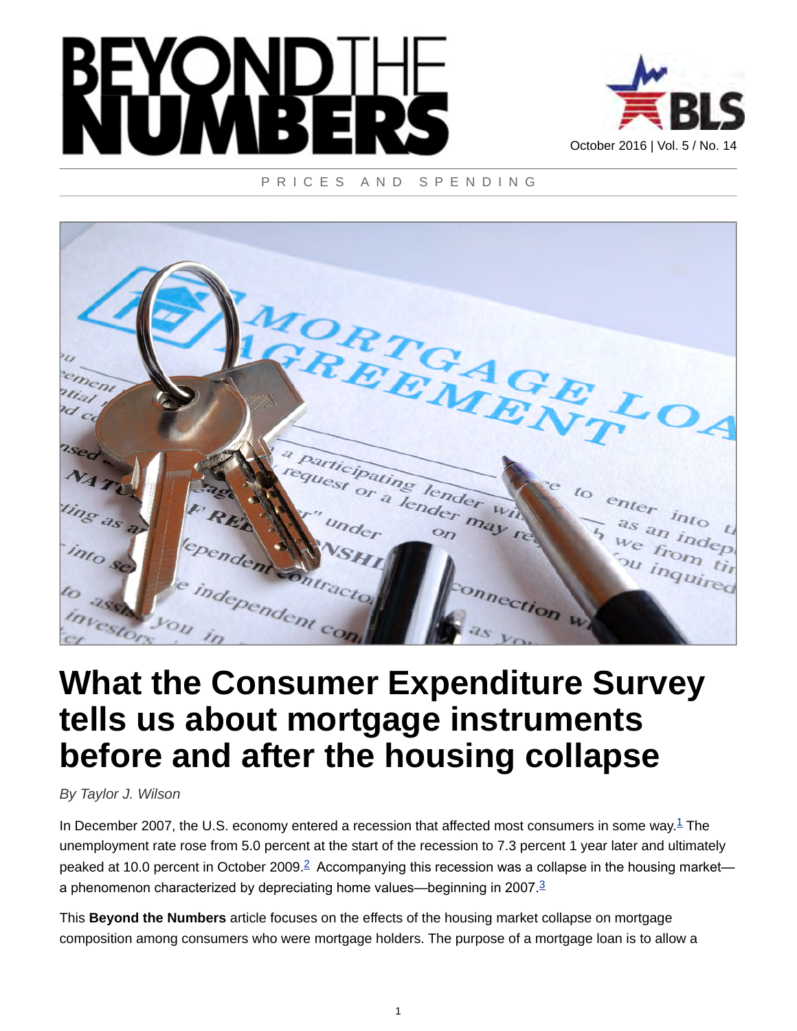# BEYOND THE NUMBERS

October 2016 | Vol. 5 / No. 14

PRICES AND SPENDING

# What the Consumer Expenditure Survey tells us about mortgage instruments before and after the housing collapse

*By Taylor J. Wilson*

In December 2007, the U.S. economy entered a recession that affected most consumers in some way.[1] The unemployment rate rose from 5.0 percent at the start of the recession to 7.3 percent 1 year later and ultimately peaked at 10.0 percent in October 2009.[2] Accompanying this recession was a collapse in the housing market—a phenomenon characterized by depreciating home values—beginning in 2007.[3]

This **Beyond the Numbers** article focuses on the effects of the housing market collapse on mortgage composition among consumers who were mortgage holders. The purpose of a mortgage loan is to allow a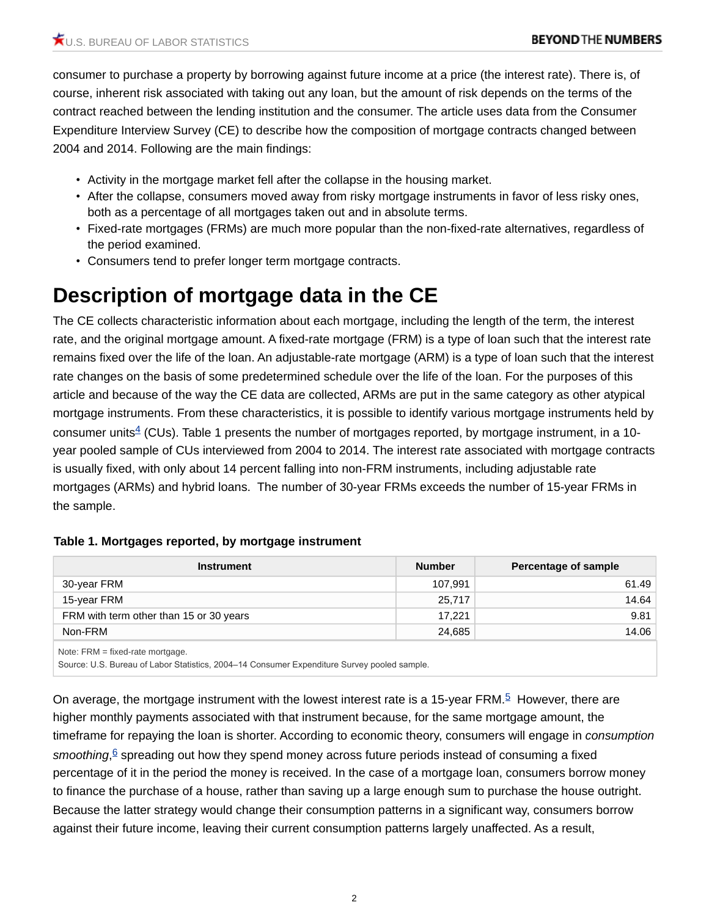consumer to purchase a property by borrowing against future income at a price (the interest rate). There is, of course, inherent risk associated with taking out any loan, but the amount of risk depends on the terms of the contract reached between the lending institution and the consumer. The article uses data from the Consumer Expenditure Interview Survey (CE) to describe how the composition of mortgage contracts changed between 2004 and 2014. Following are the main findings:

- Activity in the mortgage market fell after the collapse in the housing market.
- After the collapse, consumers moved away from risky mortgage instruments in favor of less risky ones, both as a percentage of all mortgages taken out and in absolute terms.
- Fixed-rate mortgages (FRMs) are much more popular than the non-fixed-rate alternatives, regardless of the period examined.
- Consumers tend to prefer longer term mortgage contracts.

# Description of mortgage data in the CE

The CE collects characteristic information about each mortgage, including the length of the term, the interest rate, and the original mortgage amount. A fixed-rate mortgage (FRM) is a type of loan such that the interest rate remains fixed over the life of the loan. An adjustable-rate mortgage (ARM) is a type of loan such that the interest rate changes on the basis of some predetermined schedule over the life of the loan. For the purposes of this article and because of the way the CE data are collected, ARMs are put in the same category as other atypical mortgage instruments. From these characteristics, it is possible to identify various mortgage instruments held by consumer units[4] (CUs). Table 1 presents the number of mortgages reported, by mortgage instrument, in a 10-year pooled sample of CUs interviewed from 2004 to 2014. The interest rate associated with mortgage contracts is usually fixed, with only about 14 percent falling into non-FRM instruments, including adjustable rate mortgages (ARMs) and hybrid loans. The number of 30-year FRMs exceeds the number of 15-year FRMs in the sample.

**Table 1. Mortgages reported, by mortgage instrument**

| Instrument | Number | Percentage of sample |
|---|---|---|
| 30-year FRM | 107,991 | 61.49 |
| 15-year FRM | 25,717 | 14.64 |
| FRM with term other than 15 or 30 years | 17,221 | 9.81 |
| Non-FRM | 24,685 | 14.06 |

Note: FRM = fixed-rate mortgage.
Source: U.S. Bureau of Labor Statistics, 2004–14 Consumer Expenditure Survey pooled sample.

On average, the mortgage instrument with the lowest interest rate is a 15-year FRM.[5] However, there are higher monthly payments associated with that instrument because, for the same mortgage amount, the timeframe for repaying the loan is shorter. According to economic theory, consumers will engage in *consumption smoothing*,[6] spreading out how they spend money across future periods instead of consuming a fixed percentage of it in the period the money is received. In the case of a mortgage loan, consumers borrow money to finance the purchase of a house, rather than saving up a large enough sum to purchase the house outright. Because the latter strategy would change their consumption patterns in a significant way, consumers borrow against their future income, leaving their current consumption patterns largely unaffected. As a result,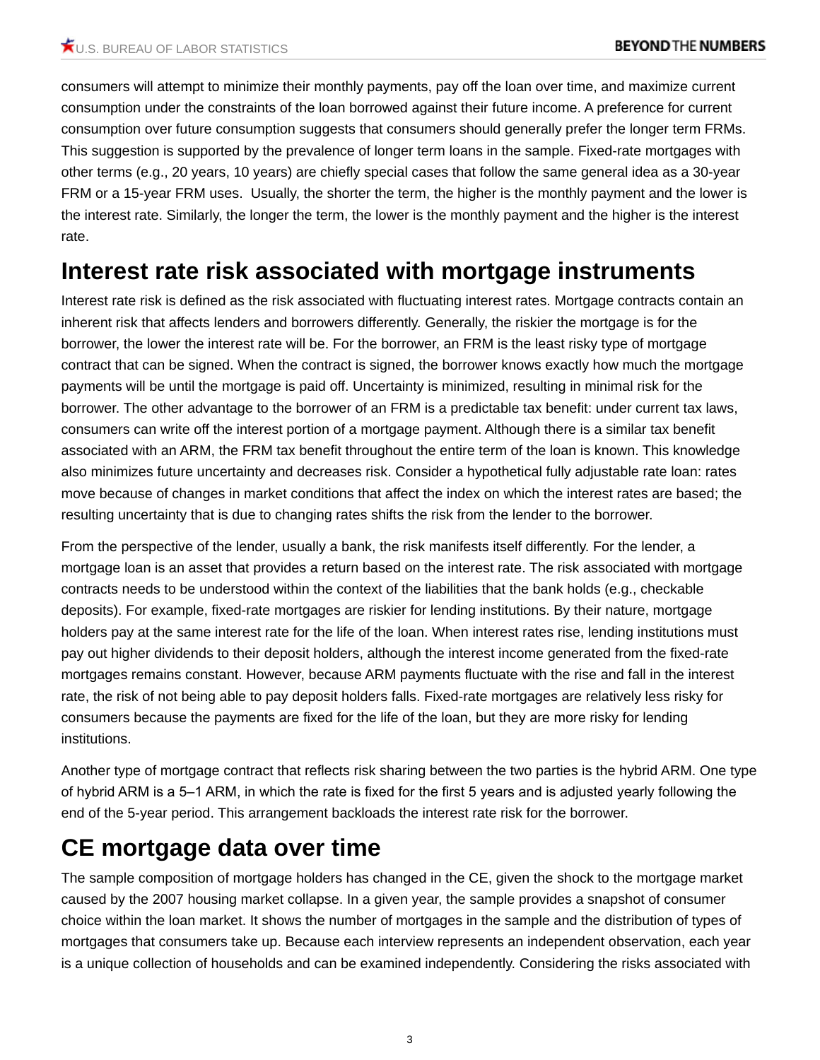consumers will attempt to minimize their monthly payments, pay off the loan over time, and maximize current consumption under the constraints of the loan borrowed against their future income. A preference for current consumption over future consumption suggests that consumers should generally prefer the longer term FRMs. This suggestion is supported by the prevalence of longer term loans in the sample. Fixed-rate mortgages with other terms (e.g., 20 years, 10 years) are chiefly special cases that follow the same general idea as a 30-year FRM or a 15-year FRM uses. Usually, the shorter the term, the higher is the monthly payment and the lower is the interest rate. Similarly, the longer the term, the lower is the monthly payment and the higher is the interest rate.

## Interest rate risk associated with mortgage instruments

Interest rate risk is defined as the risk associated with fluctuating interest rates. Mortgage contracts contain an inherent risk that affects lenders and borrowers differently. Generally, the riskier the mortgage is for the borrower, the lower the interest rate will be. For the borrower, an FRM is the least risky type of mortgage contract that can be signed. When the contract is signed, the borrower knows exactly how much the mortgage payments will be until the mortgage is paid off. Uncertainty is minimized, resulting in minimal risk for the borrower. The other advantage to the borrower of an FRM is a predictable tax benefit: under current tax laws, consumers can write off the interest portion of a mortgage payment. Although there is a similar tax benefit associated with an ARM, the FRM tax benefit throughout the entire term of the loan is known. This knowledge also minimizes future uncertainty and decreases risk. Consider a hypothetical fully adjustable rate loan: rates move because of changes in market conditions that affect the index on which the interest rates are based; the resulting uncertainty that is due to changing rates shifts the risk from the lender to the borrower.

From the perspective of the lender, usually a bank, the risk manifests itself differently. For the lender, a mortgage loan is an asset that provides a return based on the interest rate. The risk associated with mortgage contracts needs to be understood within the context of the liabilities that the bank holds (e.g., checkable deposits). For example, fixed-rate mortgages are riskier for lending institutions. By their nature, mortgage holders pay at the same interest rate for the life of the loan. When interest rates rise, lending institutions must pay out higher dividends to their deposit holders, although the interest income generated from the fixed-rate mortgages remains constant. However, because ARM payments fluctuate with the rise and fall in the interest rate, the risk of not being able to pay deposit holders falls. Fixed-rate mortgages are relatively less risky for consumers because the payments are fixed for the life of the loan, but they are more risky for lending institutions.

Another type of mortgage contract that reflects risk sharing between the two parties is the hybrid ARM. One type of hybrid ARM is a 5–1 ARM, in which the rate is fixed for the first 5 years and is adjusted yearly following the end of the 5-year period. This arrangement backloads the interest rate risk for the borrower.

## CE mortgage data over time

The sample composition of mortgage holders has changed in the CE, given the shock to the mortgage market caused by the 2007 housing market collapse. In a given year, the sample provides a snapshot of consumer choice within the loan market. It shows the number of mortgages in the sample and the distribution of types of mortgages that consumers take up. Because each interview represents an independent observation, each year is a unique collection of households and can be examined independently. Considering the risks associated with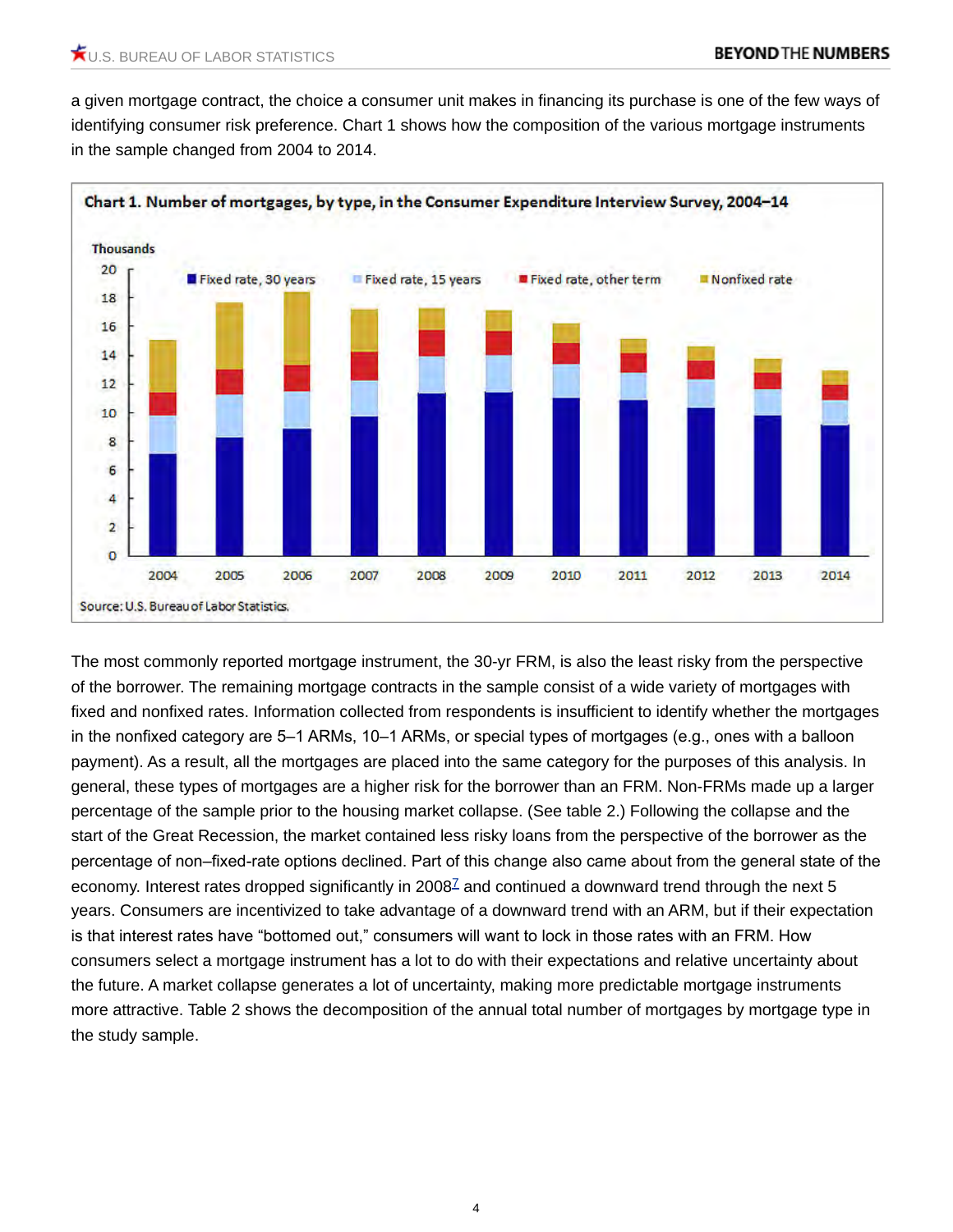a given mortgage contract, the choice a consumer unit makes in financing its purchase is one of the few ways of identifying consumer risk preference. Chart 1 shows how the composition of the various mortgage instruments in the sample changed from 2004 to 2014.

**Chart 1. Number of mortgages, by type, in the Consumer Expenditure Interview Survey, 2004–14**

Source: U.S. Bureau of Labor Statistics.

The most commonly reported mortgage instrument, the 30-yr FRM, is also the least risky from the perspective of the borrower. The remaining mortgage contracts in the sample consist of a wide variety of mortgages with fixed and nonfixed rates. Information collected from respondents is insufficient to identify whether the mortgages in the nonfixed category are 5–1 ARMs, 10–1 ARMs, or special types of mortgages (e.g., ones with a balloon payment). As a result, all the mortgages are placed into the same category for the purposes of this analysis. In general, these types of mortgages are a higher risk for the borrower than an FRM. Non-FRMs made up a larger percentage of the sample prior to the housing market collapse. (See table 2.) Following the collapse and the start of the Great Recession, the market contained less risky loans from the perspective of the borrower as the percentage of non–fixed-rate options declined. Part of this change also came about from the general state of the economy. Interest rates dropped significantly in 2008[7] and continued a downward trend through the next 5 years. Consumers are incentivized to take advantage of a downward trend with an ARM, but if their expectation is that interest rates have "bottomed out," consumers will want to lock in those rates with an FRM. How consumers select a mortgage instrument has a lot to do with their expectations and relative uncertainty about the future. A market collapse generates a lot of uncertainty, making more predictable mortgage instruments more attractive. Table 2 shows the decomposition of the annual total number of mortgages by mortgage type in the study sample.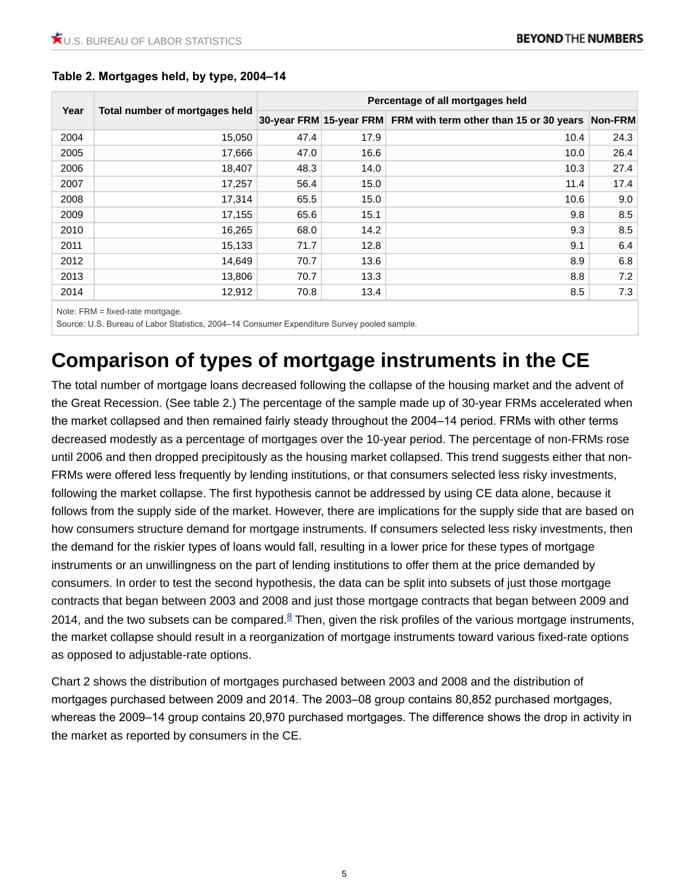**Table 2. Mortgages held, by type, 2004–14**

| Year | Total number of mortgages held | Percentage of all mortgages held | | | |
|---|---|---|---|---|---|
| | | 30-year FRM | 15-year FRM | FRM with term other than 15 or 30 years | Non-FRM |
| 2004 | 15,050 | 47.4 | 17.9 | 10.4 | 24.3 |
| 2005 | 17,666 | 47.0 | 16.6 | 10.0 | 26.4 |
| 2006 | 18,407 | 48.3 | 14.0 | 10.3 | 27.4 |
| 2007 | 17,257 | 56.4 | 15.0 | 11.4 | 17.4 |
| 2008 | 17,314 | 65.5 | 15.0 | 10.6 | 9.0 |
| 2009 | 17,155 | 65.6 | 15.1 | 9.8 | 8.5 |
| 2010 | 16,265 | 68.0 | 14.2 | 9.3 | 8.5 |
| 2011 | 15,133 | 71.7 | 12.8 | 9.1 | 6.4 |
| 2012 | 14,649 | 70.7 | 13.6 | 8.9 | 6.8 |
| 2013 | 13,806 | 70.7 | 13.3 | 8.8 | 7.2 |
| 2014 | 12,912 | 70.8 | 13.4 | 8.5 | 7.3 |

Note: FRM = fixed-rate mortgage.
Source: U.S. Bureau of Labor Statistics, 2004–14 Consumer Expenditure Survey pooled sample.

# Comparison of types of mortgage instruments in the CE

The total number of mortgage loans decreased following the collapse of the housing market and the advent of the Great Recession. (See table 2.) The percentage of the sample made up of 30-year FRMs accelerated when the market collapsed and then remained fairly steady throughout the 2004–14 period. FRMs with other terms decreased modestly as a percentage of mortgages over the 10-year period. The percentage of non-FRMs rose until 2006 and then dropped precipitously as the housing market collapsed. This trend suggests either that non-FRMs were offered less frequently by lending institutions, or that consumers selected less risky investments, following the market collapse. The first hypothesis cannot be addressed by using CE data alone, because it follows from the supply side of the market. However, there are implications for the supply side that are based on how consumers structure demand for mortgage instruments. If consumers selected less risky investments, then the demand for the riskier types of loans would fall, resulting in a lower price for these types of mortgage instruments or an unwillingness on the part of lending institutions to offer them at the price demanded by consumers. In order to test the second hypothesis, the data can be split into subsets of just those mortgage contracts that began between 2003 and 2008 and just those mortgage contracts that began between 2009 and 2014, and the two subsets can be compared.[8] Then, given the risk profiles of the various mortgage instruments, the market collapse should result in a reorganization of mortgage instruments toward various fixed-rate options as opposed to adjustable-rate options.

Chart 2 shows the distribution of mortgages purchased between 2003 and 2008 and the distribution of mortgages purchased between 2009 and 2014. The 2003–08 group contains 80,852 purchased mortgages, whereas the 2009–14 group contains 20,970 purchased mortgages. The difference shows the drop in activity in the market as reported by consumers in the CE.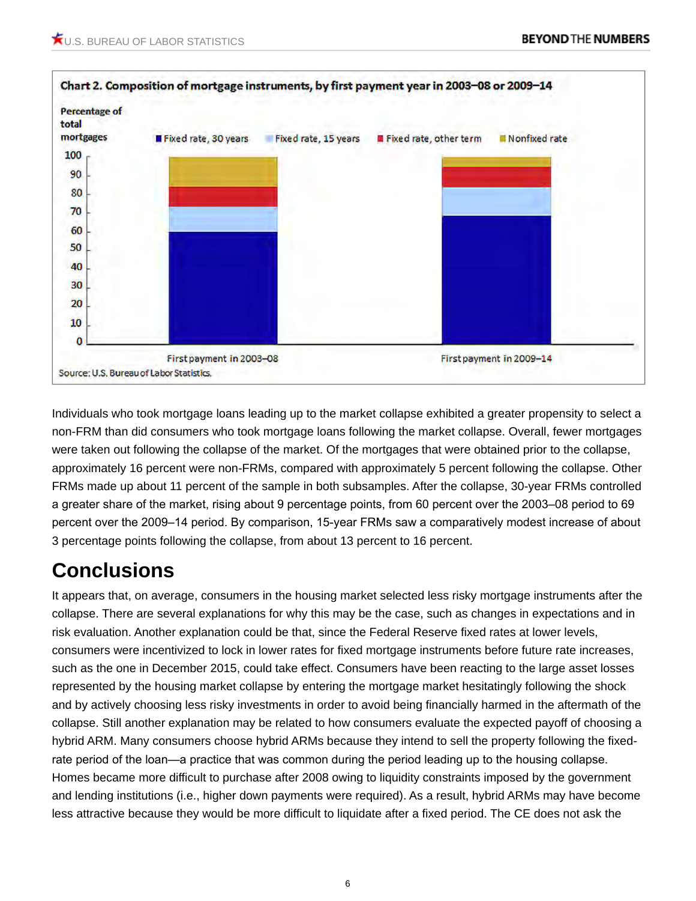**Chart 2. Composition of mortgage instruments, by first payment year in 2003–08 or 2009–14**

Percentage of total mortgages

Fixed rate, 30 years | Fixed rate, 15 years | Fixed rate, other term | Nonfixed rate

First payment in 2003–08 | First payment in 2009–14

Source: U.S. Bureau of Labor Statistics.

Individuals who took mortgage loans leading up to the market collapse exhibited a greater propensity to select a non-FRM than did consumers who took mortgage loans following the market collapse. Overall, fewer mortgages were taken out following the collapse of the market. Of the mortgages that were obtained prior to the collapse, approximately 16 percent were non-FRMs, compared with approximately 5 percent following the collapse. Other FRMs made up about 11 percent of the sample in both subsamples. After the collapse, 30-year FRMs controlled a greater share of the market, rising about 9 percentage points, from 60 percent over the 2003–08 period to 69 percent over the 2009–14 period. By comparison, 15-year FRMs saw a comparatively modest increase of about 3 percentage points following the collapse, from about 13 percent to 16 percent.

## Conclusions

It appears that, on average, consumers in the housing market selected less risky mortgage instruments after the collapse. There are several explanations for why this may be the case, such as changes in expectations and in risk evaluation. Another explanation could be that, since the Federal Reserve fixed rates at lower levels, consumers were incentivized to lock in lower rates for fixed mortgage instruments before future rate increases, such as the one in December 2015, could take effect. Consumers have been reacting to the large asset losses represented by the housing market collapse by entering the mortgage market hesitatingly following the shock and by actively choosing less risky investments in order to avoid being financially harmed in the aftermath of the collapse. Still another explanation may be related to how consumers evaluate the expected payoff of choosing a hybrid ARM. Many consumers choose hybrid ARMs because they intend to sell the property following the fixed-rate period of the loan—a practice that was common during the period leading up to the housing collapse. Homes became more difficult to purchase after 2008 owing to liquidity constraints imposed by the government and lending institutions (i.e., higher down payments were required). As a result, hybrid ARMs may have become less attractive because they would be more difficult to liquidate after a fixed period. The CE does not ask the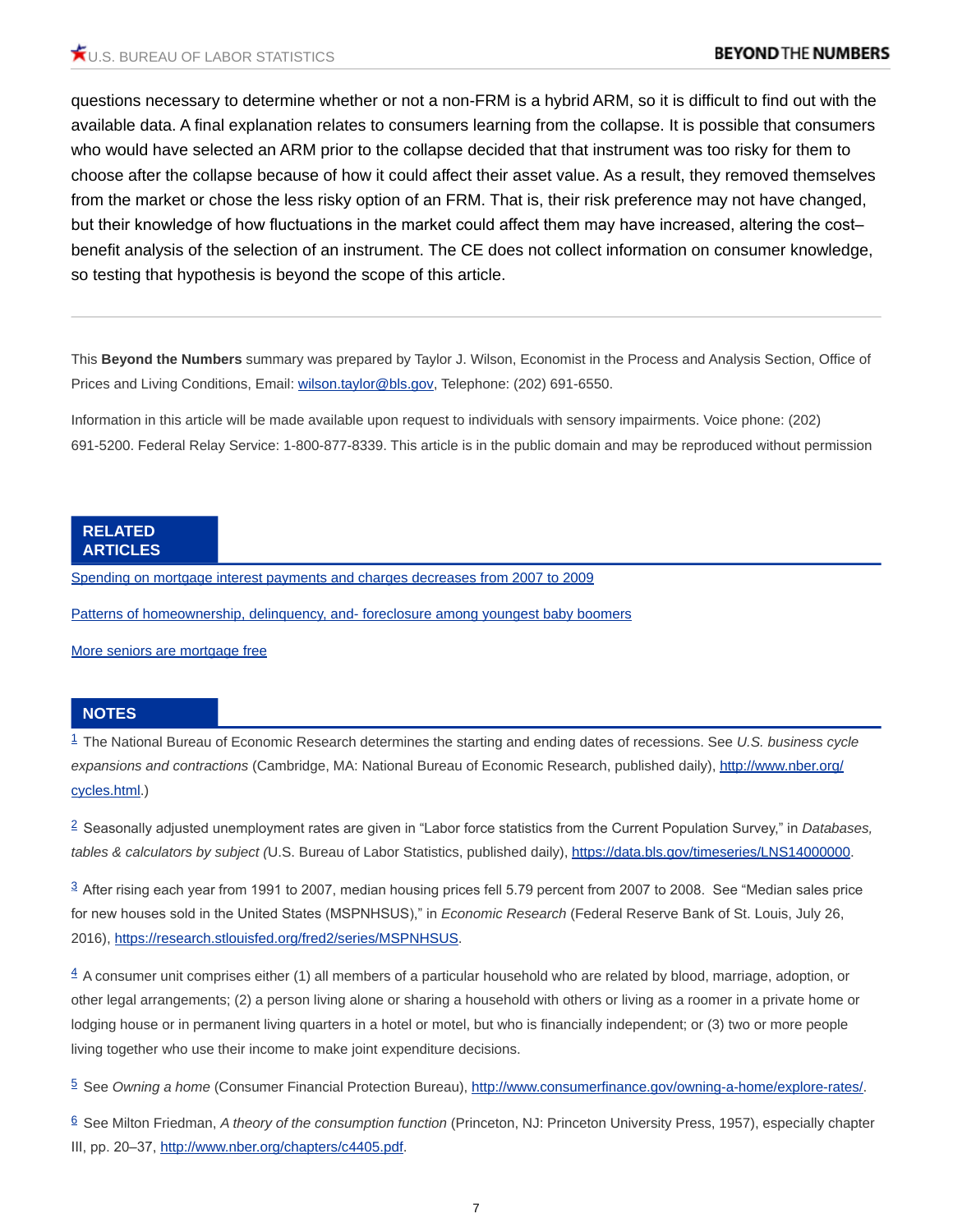questions necessary to determine whether or not a non-FRM is a hybrid ARM, so it is difficult to find out with the available data. A final explanation relates to consumers learning from the collapse. It is possible that consumers who would have selected an ARM prior to the collapse decided that that instrument was too risky for them to choose after the collapse because of how it could affect their asset value. As a result, they removed themselves from the market or chose the less risky option of an FRM. That is, their risk preference may not have changed, but their knowledge of how fluctuations in the market could affect them may have increased, altering the cost–benefit analysis of the selection of an instrument. The CE does not collect information on consumer knowledge, so testing that hypothesis is beyond the scope of this article.

---

This **Beyond the Numbers** summary was prepared by Taylor J. Wilson, Economist in the Process and Analysis Section, Office of Prices and Living Conditions, Email: wilson.taylor@bls.gov, Telephone: (202) 691-6550.

Information in this article will be made available upon request to individuals with sensory impairments. Voice phone: (202) 691-5200. Federal Relay Service: 1-800-877-8339. This article is in the public domain and may be reproduced without permission

## RELATED ARTICLES

Spending on mortgage interest payments and charges decreases from 2007 to 2009

Patterns of homeownership, delinquency, and- foreclosure among youngest baby boomers

More seniors are mortgage free

## NOTES

[1] The National Bureau of Economic Research determines the starting and ending dates of recessions. See *U.S. business cycle expansions and contractions* (Cambridge, MA: National Bureau of Economic Research, published daily), http://www.nber.org/cycles.html.)

[2] Seasonally adjusted unemployment rates are given in "Labor force statistics from the Current Population Survey," in *Databases, tables & calculators by subject (*U.S. Bureau of Labor Statistics, published daily), https://data.bls.gov/timeseries/LNS14000000.

[3] After rising each year from 1991 to 2007, median housing prices fell 5.79 percent from 2007 to 2008. See "Median sales price for new houses sold in the United States (MSPNHSUS)," in *Economic Research* (Federal Reserve Bank of St. Louis, July 26, 2016), https://research.stlouisfed.org/fred2/series/MSPNHSUS.

[4] A consumer unit comprises either (1) all members of a particular household who are related by blood, marriage, adoption, or other legal arrangements; (2) a person living alone or sharing a household with others or living as a roomer in a private home or lodging house or in permanent living quarters in a hotel or motel, but who is financially independent; or (3) two or more people living together who use their income to make joint expenditure decisions.

[5] See *Owning a home* (Consumer Financial Protection Bureau), http://www.consumerfinance.gov/owning-a-home/explore-rates/.

[6] See Milton Friedman, *A theory of the consumption function* (Princeton, NJ: Princeton University Press, 1957), especially chapter III, pp. 20–37, http://www.nber.org/chapters/c4405.pdf.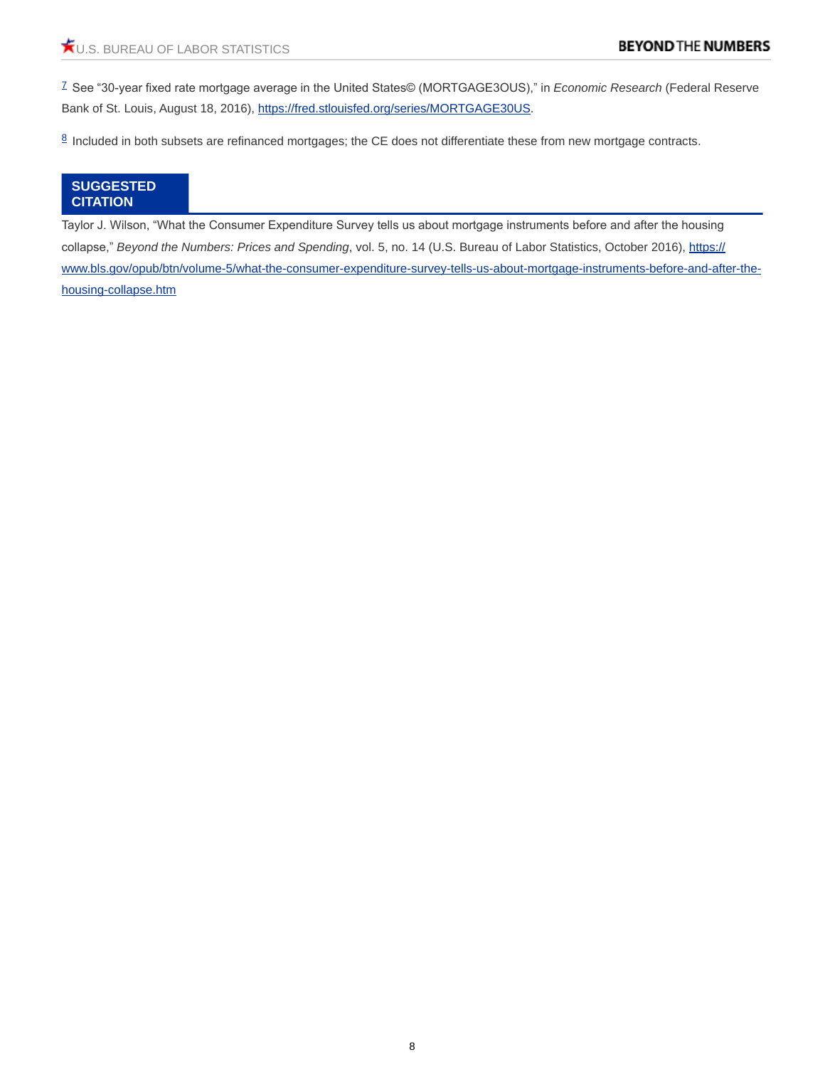[7] See "30-year fixed rate mortgage average in the United States© (MORTGAGE3OUS)," in *Economic Research* (Federal Reserve Bank of St. Louis, August 18, 2016), https://fred.stlouisfed.org/series/MORTGAGE30US.

[8] Included in both subsets are refinanced mortgages; the CE does not differentiate these from new mortgage contracts.

## SUGGESTED CITATION

Taylor J. Wilson, "What the Consumer Expenditure Survey tells us about mortgage instruments before and after the housing collapse," *Beyond the Numbers: Prices and Spending*, vol. 5, no. 14 (U.S. Bureau of Labor Statistics, October 2016), https://www.bls.gov/opub/btn/volume-5/what-the-consumer-expenditure-survey-tells-us-about-mortgage-instruments-before-and-after-the-housing-collapse.htm